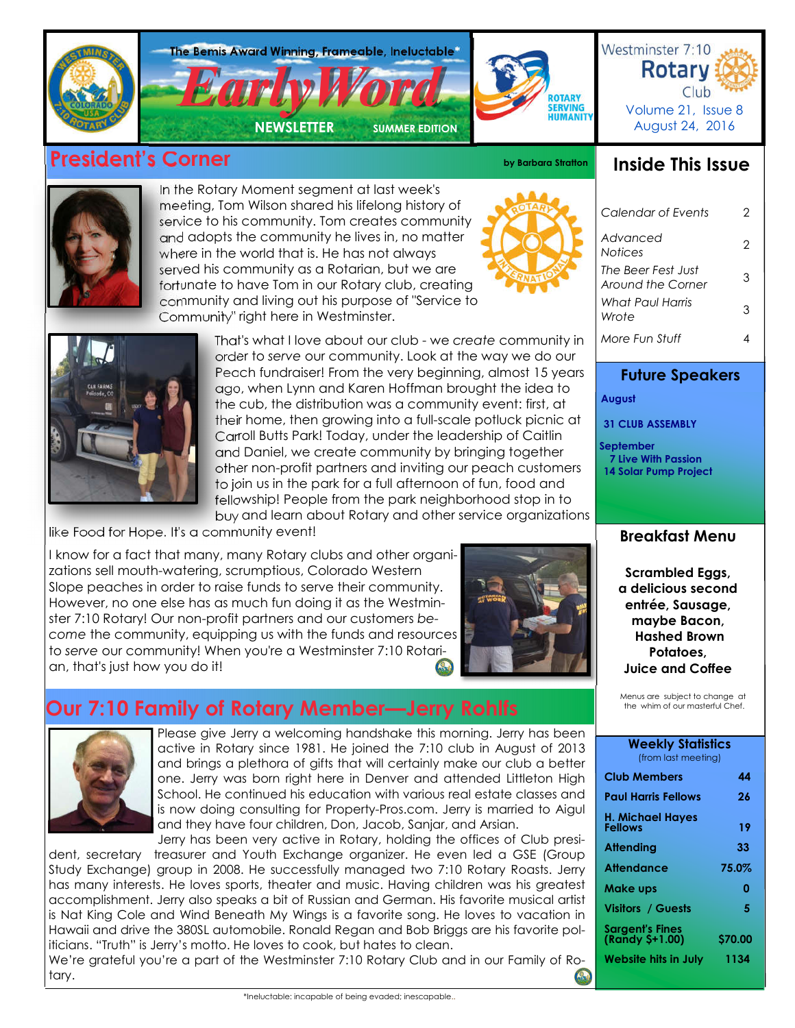The Bemis Award Winning, Frameable, Ineluctable*

# Early Word

NEWSLETTER — SUMMER EDITION

ROTARY SERVING HUMANITY

Westminster 7:10 Rotary Club
Volume 21, Issue 8
August 24, 2016

## President's Corner

by Barbara Stratton

In the Rotary Moment segment at last week's meeting, Tom Wilson shared his lifelong history of service to his community. Tom creates community and adopts the community he lives in, no matter where in the world that is. He has not always served his community as a Rotarian, but we are fortunate to have Tom in our Rotary club, creating community and living out his purpose of "Service to Community" right here in Westminster.

That's what I love about our club - we *create* community in order to *serve* our community. Look at the way we do our Peach fundraiser! From the very beginning, almost 15 years ago, when Lynn and Karen Hoffman brought the idea to the cub, the distribution was a community event: first, at their home, then growing into a full-scale potluck picnic at Carroll Butts Park! Today, under the leadership of Caitlin and Daniel, we create community by bringing together other non-profit partners and inviting our peach customers to join us in the park for a full afternoon of fun, food and fellowship! People from the park neighborhood stop in to buy and learn about Rotary and other service organizations like Food for Hope. It's a community event!

I know for a fact that many, many Rotary clubs and other organizations sell mouth-watering, scrumptious, Colorado Western Slope peaches in order to raise funds to serve their community. However, no one else has as much fun doing it as the Westminster 7:10 Rotary! Our non-profit partners and our customers *become* the community, equipping us with the funds and resources to *serve* our community! When you're a Westminster 7:10 Rotarian, that's just how you do it!

## Our 7:10 Family of Rotary Member—Jerry Rohlfs

Please give Jerry a welcoming handshake this morning. Jerry has been active in Rotary since 1981. He joined the 7:10 club in August of 2013 and brings a plethora of gifts that will certainly make our club a better one. Jerry was born right here in Denver and attended Littleton High School. He continued his education with various real estate classes and is now doing consulting for Property-Pros.com. Jerry is married to Aigul and they have four children, Don, Jacob, Sanjar, and Arsian.

Jerry has been very active in Rotary, holding the offices of Club president, secretary treasurer and Youth Exchange organizer. He even led a GSE (Group Study Exchange) group in 2008. He successfully managed two 7:10 Rotary Roasts. Jerry has many interests. He loves sports, theater and music. Having children was his greatest accomplishment. Jerry also speaks a bit of Russian and German. His favorite musical artist is Nat King Cole and Wind Beneath My Wings is a favorite song. He loves to vacation in Hawaii and drive the 380SL automobile. Ronald Regan and Bob Briggs are his favorite politicians. "Truth" is Jerry's motto. He loves to cook, but hates to clean.

We're grateful you're a part of the Westminster 7:10 Rotary Club and in our Family of Rotary.

## Inside This Issue

| | |
|---|---|
| *Calendar of Events* | 2 |
| *Advanced Notices* | 2 |
| *The Beer Fest Just Around the Corner* | 3 |
| *What Paul Harris Wrote* | 3 |
| *More Fun Stuff* | 4 |

## Future Speakers

**August**

**31 CLUB ASSEMBLY**

**September**

**7 Live With Passion**

**14 Solar Pump Project**

## Breakfast Menu

**Scrambled Eggs, a delicious second entrée, Sausage, maybe Bacon, Hashed Brown Potatoes, Juice and Coffee**

Menus are subject to change at the whim of our masterful Chef.

## Weekly Statistics

(from last meeting)

| | |
|---|---|
| **Club Members** | **44** |
| **Paul Harris Fellows** | **26** |
| **H. Michael Hayes Fellows** | **19** |
| **Attending** | **33** |
| **Attendance** | **75.0%** |
| **Make ups** | **0** |
| **Visitors / Guests** | **5** |
| **Sargent's Fines (Randy $+1.00)** | **$70.00** |
| **Website hits in July** | **1134** |

*Ineluctable: incapable of being evaded; inescapable..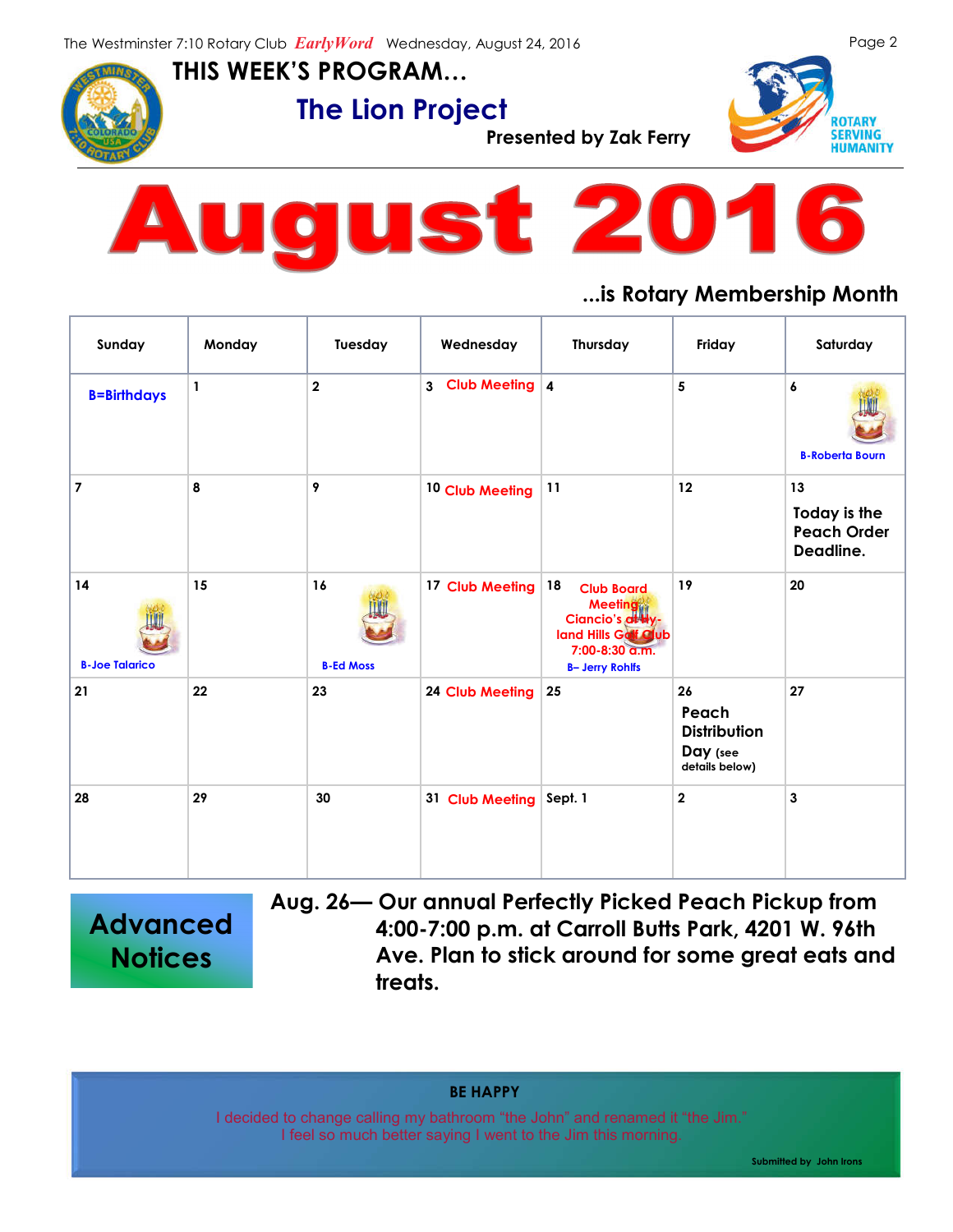## THIS WEEK'S PROGRAM…

# The Lion Project

**Presented by Zak Ferry**

ROTARY SERVING HUMANITY

# August 2016

**…is Rotary Membership Month**

| Sunday | Monday | Tuesday | Wednesday | Thursday | Friday | Saturday |
|---|---|---|---|---|---|---|
| B=Birthdays | 1 | 2 | 3 Club Meeting | 4 | 5 | 6 B-Roberta Bourn |
| 7 | 8 | 9 | 10 Club Meeting | 11 | 12 | 13 Today is the Peach Order Deadline. |
| 14 B-Joe Talarico | 15 | 16 B-Ed Moss | 17 Club Meeting | 18 Club Board Meeting Ciancio's at Hy-land Hills Golf Club 7:00-8:30 a.m. B– Jerry Rohlfs | 19 | 20 |
| 21 | 22 | 23 | 24 Club Meeting | 25 | 26 Peach Distribution Day (see details below) | 27 |
| 28 | 29 | 30 | 31 Club Meeting | Sept. 1 | 2 | 3 |

## Advanced Notices

**Aug. 26— Our annual Perfectly Picked Peach Pickup from 4:00-7:00 p.m. at Carroll Butts Park, 4201 W. 96th Ave. Plan to stick around for some great eats and treats.**

**BE HAPPY**

I decided to change calling my bathroom "the John" and renamed it "the Jim." I feel so much better saying I went to the Jim this morning.

Submitted by John Irons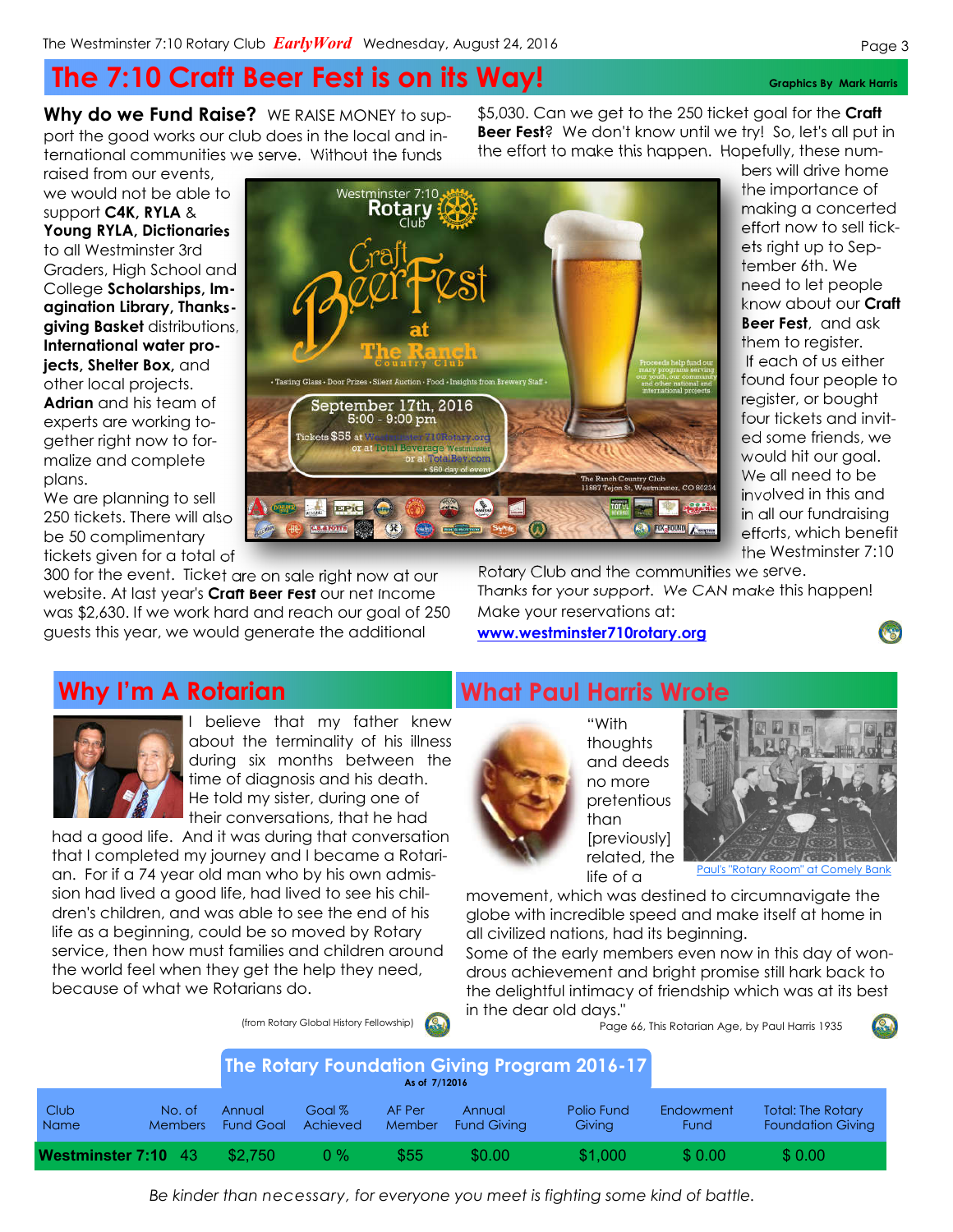# The 7:10 Craft Beer Fest is on its Way!

Graphics By Mark Harris

**Why do we Fund Raise?** WE RAISE MONEY to support the good works our club does in the local and international communities we serve. Without the funds raised from our events, we would not be able to support **C4K**, **RYLA** & **Young RYLA**, **Dictionaries** to all Westminster 3rd Graders, High School and College **Scholarships**, **Imagination Library**, **Thanksgiving Basket** distributions, **International water projects**, **Shelter Box**, and other local projects. **Adrian** and his team of experts are working together right now to formalize and complete plans.

We are planning to sell 250 tickets. There will also be 50 complimentary tickets given for a total of 300 for the event. Ticket are on sale right now at our website. At last year's **Craft Beer Fest** our net income was $2,630. If we work hard and reach our goal of 250 guests this year, we would generate the additional $5,030. Can we get to the 250 ticket goal for the **Craft Beer Fest**? We don't know until we try! So, let's all put in the effort to make this happen. Hopefully, these numbers will drive home the importance of making a concerted effort now to sell tickets right up to September 6th. We need to let people know about our **Craft Beer Fest**, and ask them to register. If each of us either found four people to register, or bought four tickets and invited some friends, we would hit our goal. We all need to be involved in this and in all our fundraising efforts, which benefit the Westminster 7:10 Rotary Club and the communities we serve.

*Thanks for your support. We CAN make this happen!*

Make your reservations at:

**www.westminster710rotary.org**

## Why I'm A Rotarian

I believe that my father knew about the terminality of his illness during six months between the time of diagnosis and his death. He told my sister, during one of their conversations, that he had had a good life. And it was during that conversation that I completed my journey and I became a Rotarian. For if a 74 year old man who by his own admission had lived a good life, had lived to see his children's children, and was able to see the end of his life as a beginning, could be so moved by Rotary service, then how must families and children around the world feel when they get the help they need, because of what we Rotarians do.

(from Rotary Global History Fellowship)

## What Paul Harris Wrote

"With thoughts and deeds no more pretentious than [previously] related, the life of a movement, which was destined to circumnavigate the globe with incredible speed and make itself at home in all civilized nations, had its beginning.

Some of the early members even now in this day of wondrous achievement and bright promise still hark back to the delightful intimacy of friendship which was at its best in the dear old days."

Page 66, This Rotarian Age, by Paul Harris 1935

Paul's "Rotary Room" at Comely Bank

## The Rotary Foundation Giving Program 2016-17

As of 7/1/2016

| Club Name | No. of Members | Annual Fund Goal | Goal % Achieved | AF Per Member | Annual Fund Giving | Polio Fund Giving | Endowment Fund | Total: The Rotary Foundation Giving |
|---|---|---|---|---|---|---|---|---|
| **Westminster 7:10** | 43 | $2,750 | 0 % | $55 | $0.00 | $1,000 | $ 0.00 | $ 0.00 |

*Be kinder than necessary, for everyone you meet is fighting some kind of battle.*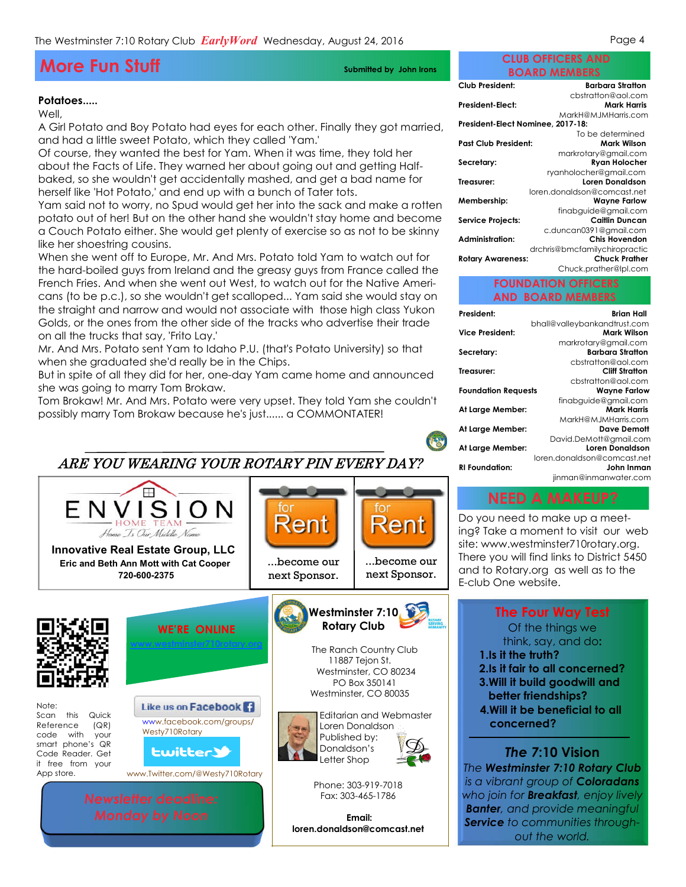## More Fun Stuff

Submitted by John Irons

**Potatoes.....**

Well,

A Girl Potato and Boy Potato had eyes for each other. Finally they got married, and had a little sweet Potato, which they called 'Yam.'

Of course, they wanted the best for Yam. When it was time, they told her about the Facts of Life. They warned her about going out and getting Half-baked, so she wouldn't get accidentally mashed, and get a bad name for herself like 'Hot Potato,' and end up with a bunch of Tater tots.

Yam said not to worry, no Spud would get her into the sack and make a rotten potato out of her! But on the other hand she wouldn't stay home and become a Couch Potato either. She would get plenty of exercise so as not to be skinny like her shoestring cousins.

When she went off to Europe, Mr. And Mrs. Potato told Yam to watch out for the hard-boiled guys from Ireland and the greasy guys from France called the French Fries. And when she went out West, to watch out for the Native Americans (to be p.c.), so she wouldn't get scalloped... Yam said she would stay on the straight and narrow and would not associate with those high class Yukon Golds, or the ones from the other side of the tracks who advertise their trade on all the trucks that say, 'Frito Lay.'

Mr. And Mrs. Potato sent Yam to Idaho P.U. (that's Potato University) so that when she graduated she'd really be in the Chips.

But in spite of all they did for her, one-day Yam came home and announced she was going to marry Tom Brokaw.

Tom Brokaw! Mr. And Mrs. Potato were very upset. They told Yam she couldn't possibly marry Tom Brokaw because he's just...... a COMMONTATER!

*ARE YOU WEARING YOUR ROTARY PIN EVERY DAY?*

ENVISION HOME TEAM
Home Is Our Middle Name
**Innovative Real Estate Group, LLC**
**Eric and Beth Ann Mott with Cat Cooper**
**720-600-2375**

for Rent ...become our next Sponsor.

for Rent ...become our next Sponsor.

Note: Scan this Quick Reference (QR) code with your smart phone's QR Code Reader. Get it free from your App store.

WE'RE ONLINE
www.westminster710rotary.org

Like us on Facebook
www.facebook.com/groups/Westy710Rotary

twitter
www.Twitter.com/@Westy710Rotary

Newsletter deadline: Monday by Noon

**Westminster 7:10 Rotary Club**

The Ranch Country Club
11887 Tejon St.
Westminster, CO 80234
PO Box 350141
Westminster, CO 80035

Editarian and Webmaster
Loren Donaldson
Published by:
Donaldson's
Letter Shop

Phone: 303-919-7018
Fax: 303-465-1786

**Email:**
**loren.donaldson@comcast.net**

## CLUB OFFICERS AND BOARD MEMBERS

| | |
|---|---|
| **Club President:** | **Barbara Stratton** cbstratton@aol.com |
| **President-Elect:** | **Mark Harris** MarkH@MJMHarris.com |
| **President-Elect Nominee, 2017-18:** | To be determined |
| **Past Club President:** | **Mark Wilson** markrotary@gmail.com |
| **Secretary:** | **Ryan Holocher** ryanholocher@gmail.com |
| **Treasurer:** | **Loren Donaldson** loren.donaldson@comcast.net |
| **Membership:** | **Wayne Farlow** finabguide@gmail.com |
| **Service Projects:** | **Caitlin Duncan** c.duncan0391@gmail.com |
| **Administration:** | **Chis Hovendon** drchris@bmcfamilychiropractic |
| **Rotary Awareness:** | **Chuck Prather** Chuck.prather@lpl.com |

## FOUNDATION OFFICERS AND BOARD MEMBERS

| | |
|---|---|
| **President:** | **Brian Hall** bhall@valleybankandtrust.com |
| **Vice President:** | **Mark Wilson** markrotary@gmail.com |
| **Secretary:** | **Barbara Stratton** cbstratton@aol.com |
| **Treasurer:** | **Cliff Stratton** cbstratton@aol.com |
| **Foundation Requests** | **Wayne Farlow** finabguide@gmail.com |
| **At Large Member:** | **Mark Harris** MarkH@MJMHarris.com |
| **At Large Member:** | **Dave Demott** David.DeMott@gmail.com |
| **At Large Member:** | **Loren Donaldson** loren.donaldson@comcast.net |
| **RI Foundation:** | **John Inman** jinman@inmanwater.com |

## NEED A MAKEUP?

Do you need to make up a meeting? Take a moment to visit our web site: www.westminster710rotary.org. There you will find links to District 5450 and to Rotary.org as well as to the E-club One website.

## The Four Way Test

Of the things we think, say, and do:

1. **Is it the truth?**
2. **Is it fair to all concerned?**
3. **Will it build goodwill and better friendships?**
4. **Will it be beneficial to all concerned?**

## *The 7:10 Vision*

*The **Westminster 7:10 Rotary Club** is a vibrant group of **Coloradans** who join for **Breakfast**, enjoy lively **Banter**, and provide meaningful **Service** to communities throughout the world.*